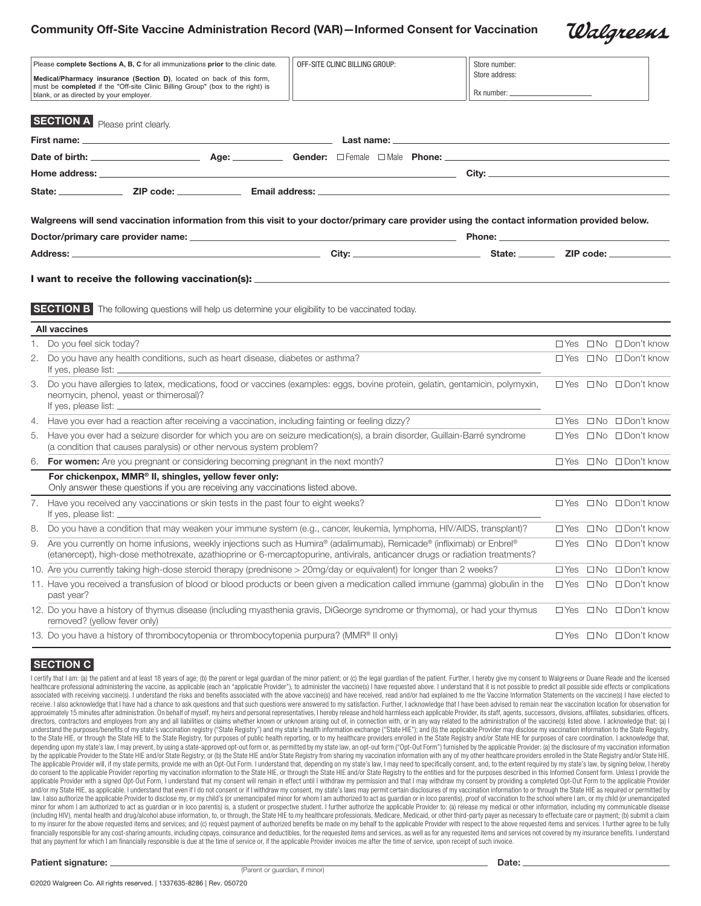# Community Off-Site Vaccine Administration Record (VAR)—Informed Consent for Vaccination

Walgreens

| Please **complete Sections A, B, C** for all immunizations **prior** to the clinic date. **Medical/Pharmacy insurance (Section D)**, located on back of this form, must be **completed** if the "Off-site Clinic Billing Group" (box to the right) is blank, or as directed by your employer. | OFF-SITE CLINIC BILLING GROUP: | Store number: Store address: Rx number: \_\_\_\_\_\_\_\_\_\_ |
|---|---|---|

## SECTION A

Please print clearly.

**First name:** \_\_\_\_\_\_\_\_\_\_\_\_\_\_\_\_\_\_\_\_ **Last name:** \_\_\_\_\_\_\_\_\_\_\_\_\_\_\_\_\_\_\_\_

**Date of birth:** \_\_\_\_\_\_\_\_\_\_ **Age:** \_\_\_\_\_ **Gender:** ☐ Female ☐ Male **Phone:** \_\_\_\_\_\_\_\_\_\_

**Home address:** \_\_\_\_\_\_\_\_\_\_\_\_\_\_\_\_\_\_\_\_ **City:** \_\_\_\_\_\_\_\_\_\_

**State:** \_\_\_\_\_\_\_ **ZIP code:** \_\_\_\_\_\_\_ **Email address:** \_\_\_\_\_\_\_\_\_\_\_\_\_\_\_\_\_\_\_\_

**Walgreens will send vaccination information from this visit to your doctor/primary care provider using the contact information provided below.**

**Doctor/primary care provider name:** \_\_\_\_\_\_\_\_\_\_\_\_\_\_\_\_\_\_\_\_ **Phone:** \_\_\_\_\_\_\_\_\_\_

**Address:** \_\_\_\_\_\_\_\_\_\_\_\_\_\_\_\_\_\_\_\_ **City:** \_\_\_\_\_\_\_\_\_\_ **State:** \_\_\_\_\_ **ZIP code:** \_\_\_\_\_\_\_

**I want to receive the following vaccination(s):** \_\_\_\_\_\_\_\_\_\_\_\_\_\_\_\_\_\_\_\_

## SECTION B

The following questions will help us determine your eligibility to be vaccinated today.

| **All vaccines** | |
|---|---|
| 1. Do you feel sick today? | ☐ Yes ☐ No ☐ Don't know |
| 2. Do you have any health conditions, such as heart disease, diabetes or asthma? If yes, please list: \_\_\_\_\_\_\_\_\_\_ | ☐ Yes ☐ No ☐ Don't know |
| 3. Do you have allergies to latex, medications, food or vaccines (examples: eggs, bovine protein, gelatin, gentamicin, polymyxin, neomycin, phenol, yeast or thimerosal)? If yes, please list: \_\_\_\_\_\_\_\_\_\_ | ☐ Yes ☐ No ☐ Don't know |
| 4. Have you ever had a reaction after receiving a vaccination, including fainting or feeling dizzy? | ☐ Yes ☐ No ☐ Don't know |
| 5. Have you ever had a seizure disorder for which you are on seizure medication(s), a brain disorder, Guillain-Barré syndrome (a condition that causes paralysis) or other nervous system problem? | ☐ Yes ☐ No ☐ Don't know |
| 6. **For women:** Are you pregnant or considering becoming pregnant in the next month? | ☐ Yes ☐ No ☐ Don't know |
| **For chickenpox, MMR® II, shingles, yellow fever only:** Only answer these questions if you are receiving any vaccinations listed above. | |
| 7. Have you received any vaccinations or skin tests in the past four to eight weeks? If yes, please list: \_\_\_\_\_\_\_\_\_\_ | ☐ Yes ☐ No ☐ Don't know |
| 8. Do you have a condition that may weaken your immune system (e.g., cancer, leukemia, lymphoma, HIV/AIDS, transplant)? | ☐ Yes ☐ No ☐ Don't know |
| 9. Are you currently on home infusions, weekly injections such as Humira® (adalimumab), Remicade® (infliximab) or Enbrel® (etanercept), high-dose methotrexate, azathioprine or 6-mercaptopurine, antivirals, anticancer drugs or radiation treatments? | ☐ Yes ☐ No ☐ Don't know |
| 10. Are you currently taking high-dose steroid therapy (prednisone > 20mg/day or equivalent) for longer than 2 weeks? | ☐ Yes ☐ No ☐ Don't know |
| 11. Have you received a transfusion of blood or blood products or been given a medication called immune (gamma) globulin in the past year? | ☐ Yes ☐ No ☐ Don't know |
| 12. Do you have a history of thymus disease (including myasthenia gravis, DiGeorge syndrome or thymoma), or had your thymus removed? (yellow fever only) | ☐ Yes ☐ No ☐ Don't know |
| 13. Do you have a history of thrombocytopenia or thrombocytopenia purpura? (MMR® II only) | ☐ Yes ☐ No ☐ Don't know |

## SECTION C

I certify that I am: (a) the patient and at least 18 years of age; (b) the parent or legal guardian of the minor patient; or (c) the legal guardian of the patient. Further, I hereby give my consent to Walgreens or Duane Reade and the licensed healthcare professional administering the vaccine, as applicable (each an "applicable Provider"), to administer the vaccine(s) I have requested above. I understand that it is not possible to predict all possible side effects or complications associated with receiving vaccine(s). I understand the risks and benefits associated with the above vaccine(s) and have received, read and/or had explained to me the Vaccine Information Statements on the vaccine(s) I have elected to receive. I also acknowledge that I have had a chance to ask questions and that such questions were answered to my satisfaction. Further, I acknowledge that I have been advised to remain near the vaccination location for observation for approximately 15 minutes after administration. On behalf of myself, my heirs and personal representatives, I hereby release and hold harmless each applicable Provider, its staff, agents, successors, divisions, affiliates, subsidiaries, officers, directors, contractors and employees from any and all liabilities or claims whether known or unknown arising out of, in connection with, or in any way related to the administration of the vaccine(s) listed above. I acknowledge that: (a) I understand the purposes/benefits of my state's vaccination registry ("State Registry") and my state's health information exchange ("State HIE"); and (b) the applicable Provider may disclose my vaccination information to the State Registry, to the State HIE, or through the State HIE to the State Registry, for purposes of public health reporting, or to my healthcare providers enrolled in the State Registry and/or State HIE for purposes of care coordination. I acknowledge that, depending upon my state's law, I may prevent, by using a state-approved opt-out form or, as permitted by state law, an opt-out form ("Opt-Out Form") furnished by the applicable Provider: (a) the disclosure of my vaccination information by the applicable Provider to the State HIE and/or State Registry; or (b) the State HIE and/or State Registry from sharing my vaccination information with any of my other healthcare providers enrolled in the State Registry and/or State HIE. The applicable Provider will, if my state permits, provide me with an Opt-Out Form. I understand that, depending on my state's law, I may need to specifically consent, and, to the extent required by my state's law, by signing below, I hereby do consent to the applicable Provider reporting my vaccination information to the State HIE, or through the State HIE and/or State Registry to the entities and for the purposes described in this Informed Consent form. Unless I provide the applicable Provider with a signed Opt-Out Form, I understand that my consent will remain in effect until I withdraw my permission and that I may withdraw my consent by providing a completed Opt-Out Form to the applicable Provider and/or my State HIE, as applicable. I understand that even if I do not consent or if I withdraw my consent, my state's laws may permit certain disclosures of my vaccination information to or through the State HIE as required or permitted by law. I also authorize the applicable Provider to disclose my, or my child's (or unemancipated minor for whom I am authorized to act as guardian or in loco parentis), proof of vaccination to the school where I am, or my child (or unemancipated minor for whom I am authorized to act as guardian or in loco parentis) is, a student or prospective student. I further authorize the applicable Provider to: (a) release my medical or other information, including my communicable disease (including HIV), mental health and drug/alcohol abuse information, to, or through, the State HIE to my healthcare professionals, Medicare, Medicaid, or other third-party payer as necessary to effectuate care or payment; (b) submit a claim to my insurer for the above requested items and services; and (c) request payment of authorized benefits be made on my behalf to the applicable Provider with respect to the above requested items and services. I further agree to be fully financially responsible for any cost-sharing amounts, including copays, coinsurance and deductibles, for the requested items and services, as well as for any requested items and services not covered by my insurance benefits. I understand that any payment for which I am financially responsible is due at the time of service or, if the applicable Provider invoices me after the time of service, upon receipt of such invoice.

**Patient signature:** \_\_\_\_\_\_\_\_\_\_\_\_\_\_\_\_\_\_\_\_ **Date:** \_\_\_\_\_\_\_\_\_\_
(Parent or guardian, if minor)

©2020 Walgreen Co. All rights reserved. | 1337635-8286 | Rev. 050720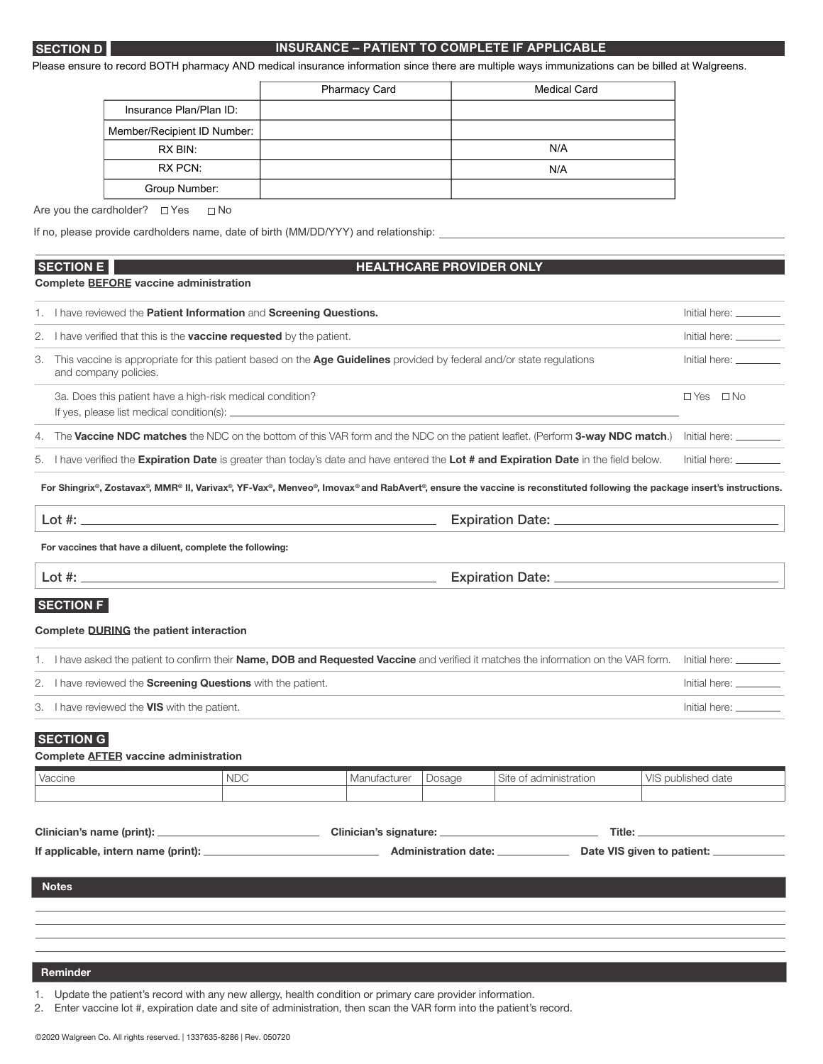## SECTION D — INSURANCE – PATIENT TO COMPLETE IF APPLICABLE

Please ensure to record BOTH pharmacy AND medical insurance information since there are multiple ways immunizations can be billed at Walgreens.

| | Pharmacy Card | Medical Card |
|---|---|---|
| Insurance Plan/Plan ID: | | |
| Member/Recipient ID Number: | | |
| RX BIN: | | N/A |
| RX PCN: | | N/A |
| Group Number: | | |

Are you the cardholder? ☐ Yes ☐ No

If no, please provide cardholders name, date of birth (MM/DD/YYY) and relationship: ____________________

## SECTION E — HEALTHCARE PROVIDER ONLY

**Complete BEFORE vaccine administration**

1. I have reviewed the **Patient Information** and **Screening Questions.** Initial here: ________
2. I have verified that this is the **vaccine requested** by the patient. Initial here: ________
3. This vaccine is appropriate for this patient based on the **Age Guidelines** provided by federal and/or state regulations and company policies. Initial here: ________

   3a. Does this patient have a high-risk medical condition? ☐ Yes ☐ No
   If yes, please list medical condition(s): ____________________

4. The **Vaccine NDC matches** the NDC on the bottom of this VAR form and the NDC on the patient leaflet. (Perform **3-way NDC match**.) Initial here: ________
5. I have verified the **Expiration Date** is greater than today's date and have entered the **Lot # and Expiration Date** in the field below. Initial here: ________

**For Shingrix®, Zostavax®, MMR® II, Varivax®, YF-Vax®, Menveo®, Imovax® and RabAvert®, ensure the vaccine is reconstituted following the package insert's instructions.**

Lot #: ____________________ Expiration Date: ____________________

**For vaccines that have a diluent, complete the following:**

Lot #: ____________________ Expiration Date: ____________________

## SECTION F

**Complete DURING the patient interaction**

1. I have asked the patient to confirm their **Name, DOB and Requested Vaccine** and verified it matches the information on the VAR form. Initial here: ________
2. I have reviewed the **Screening Questions** with the patient. Initial here: ________
3. I have reviewed the **VIS** with the patient. Initial here: ________

## SECTION G

**Complete AFTER vaccine administration**

| Vaccine | NDC | Manufacturer | Dosage | Site of administration | VIS published date |
|---|---|---|---|---|---|
| | | | | | |

**Clinician's name (print):** ____________________ **Clinician's signature:** ____________________ **Title:** ____________________

**If applicable, intern name (print):** ____________________ **Administration date:** ____________ **Date VIS given to patient:** ____________

## Notes

______________________________________________

______________________________________________

______________________________________________

______________________________________________

## Reminder

1. Update the patient's record with any new allergy, health condition or primary care provider information.
2. Enter vaccine lot #, expiration date and site of administration, then scan the VAR form into the patient's record.

©2020 Walgreen Co. All rights reserved. | 1337635-8286 | Rev. 050720